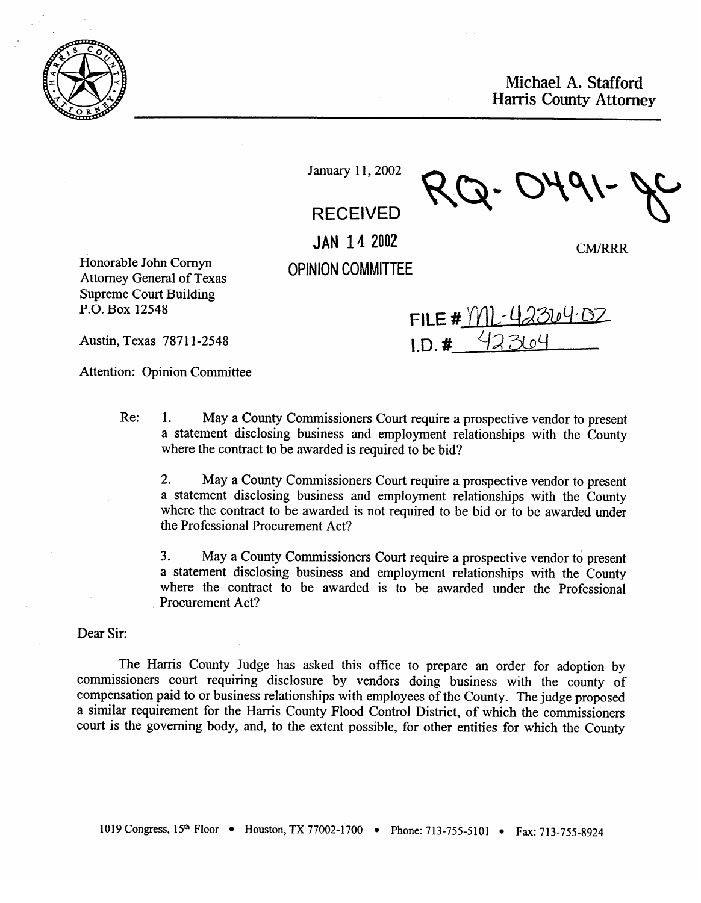Michael A. Stafford
Harris County Attorney

January 11, 2002

RQ-0491-JC

RECEIVED

JAN 14 2002

OPINION COMMITTEE

CM/RRR

Honorable John Cornyn
Attorney General of Texas
Supreme Court Building
P.O. Box 12548

Austin, Texas 78711-2548

FILE # ML-42364-02
I.D. # 42364

Attention: Opinion Committee

Re: 1. May a County Commissioners Court require a prospective vendor to present a statement disclosing business and employment relationships with the County where the contract to be awarded is required to be bid?

2. May a County Commissioners Court require a prospective vendor to present a statement disclosing business and employment relationships with the County where the contract to be awarded is not required to be bid or to be awarded under the Professional Procurement Act?

3. May a County Commissioners Court require a prospective vendor to present a statement disclosing business and employment relationships with the County where the contract to be awarded is to be awarded under the Professional Procurement Act?

Dear Sir:

The Harris County Judge has asked this office to prepare an order for adoption by commissioners court requiring disclosure by vendors doing business with the county of compensation paid to or business relationships with employees of the County. The judge proposed a similar requirement for the Harris County Flood Control District, of which the commissioners court is the governing body, and, to the extent possible, for other entities for which the County

1019 Congress, 15th Floor • Houston, TX 77002-1700 • Phone: 713-755-5101 • Fax: 713-755-8924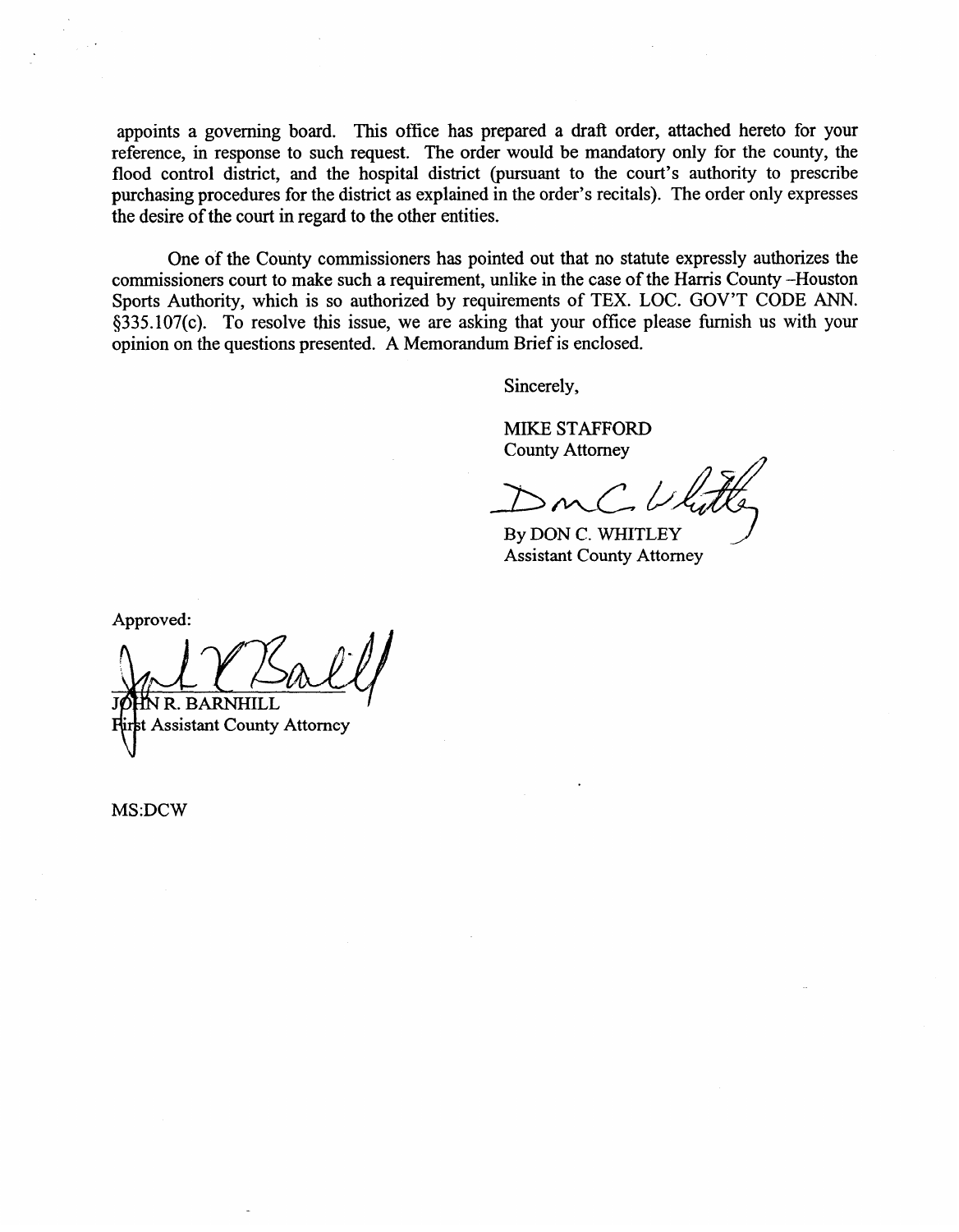appoints a governing board. This office has prepared a draft order, attached hereto for your reference, in response to such request. The order would be mandatory only for the county, the flood control district, and the hospital district (pursuant to the court's authority to prescribe purchasing procedures for the district as explained in the order's recitals). The order only expresses the desire of the court in regard to the other entities.

One of the County commissioners has pointed out that no statute expressly authorizes the commissioners court to make such a requirement, unlike in the case of the Harris County –Houston Sports Authority, which is so authorized by requirements of TEX. LOC. GOV'T CODE ANN. §335.107(c). To resolve this issue, we are asking that your office please furnish us with your opinion on the questions presented. A Memorandum Brief is enclosed.

Sincerely,

MIKE STAFFORD
County Attorney

By DON C. WHITLEY
Assistant County Attorney

Approved:

JOHN R. BARNHILL
First Assistant County Attorney

MS:DCW